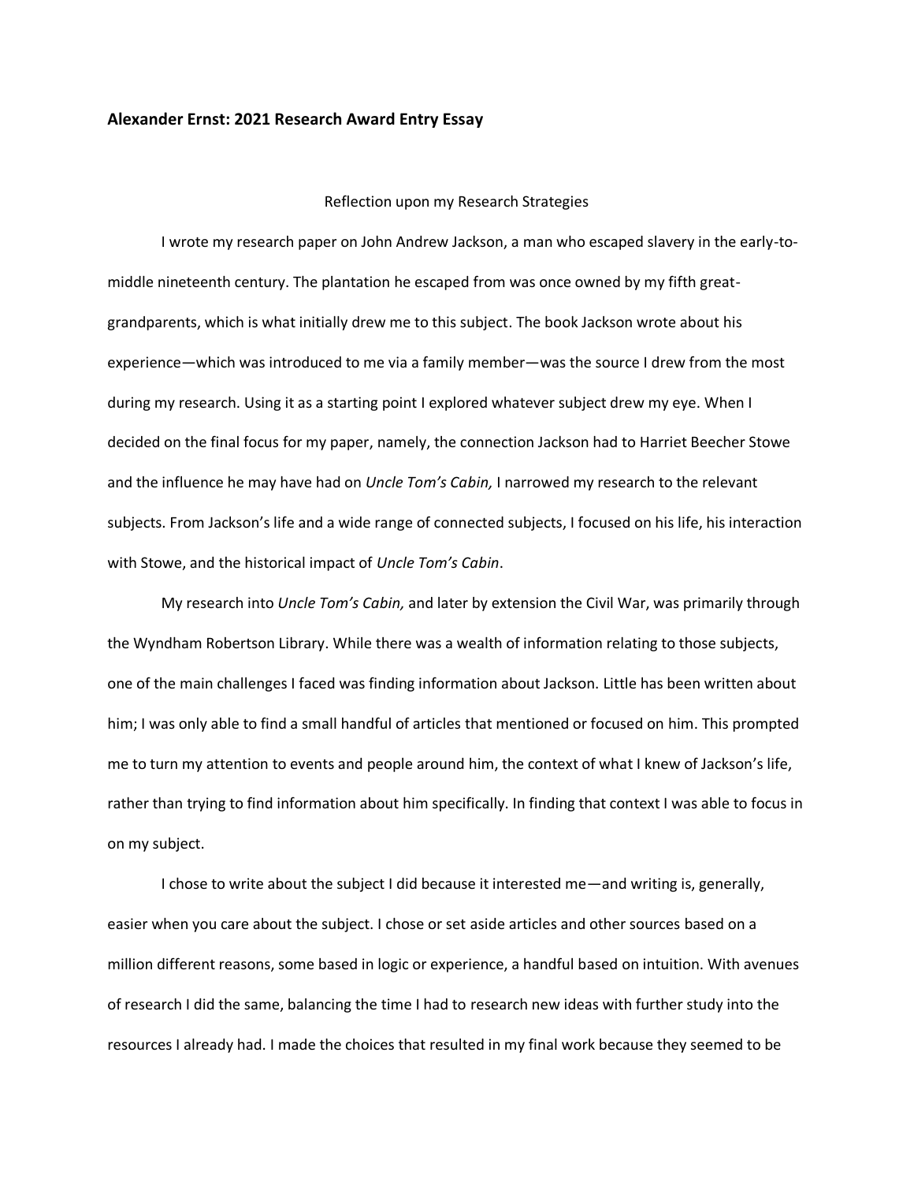**Alexander Ernst: 2021 Research Award Entry Essay**

Reflection upon my Research Strategies

I wrote my research paper on John Andrew Jackson, a man who escaped slavery in the early-to-middle nineteenth century. The plantation he escaped from was once owned by my fifth great-grandparents, which is what initially drew me to this subject. The book Jackson wrote about his experience—which was introduced to me via a family member—was the source I drew from the most during my research. Using it as a starting point I explored whatever subject drew my eye. When I decided on the final focus for my paper, namely, the connection Jackson had to Harriet Beecher Stowe and the influence he may have had on *Uncle Tom's Cabin,* I narrowed my research to the relevant subjects. From Jackson's life and a wide range of connected subjects, I focused on his life, his interaction with Stowe, and the historical impact of *Uncle Tom's Cabin*.

My research into *Uncle Tom's Cabin,* and later by extension the Civil War, was primarily through the Wyndham Robertson Library. While there was a wealth of information relating to those subjects, one of the main challenges I faced was finding information about Jackson. Little has been written about him; I was only able to find a small handful of articles that mentioned or focused on him. This prompted me to turn my attention to events and people around him, the context of what I knew of Jackson's life, rather than trying to find information about him specifically. In finding that context I was able to focus in on my subject.

I chose to write about the subject I did because it interested me—and writing is, generally, easier when you care about the subject. I chose or set aside articles and other sources based on a million different reasons, some based in logic or experience, a handful based on intuition. With avenues of research I did the same, balancing the time I had to research new ideas with further study into the resources I already had. I made the choices that resulted in my final work because they seemed to be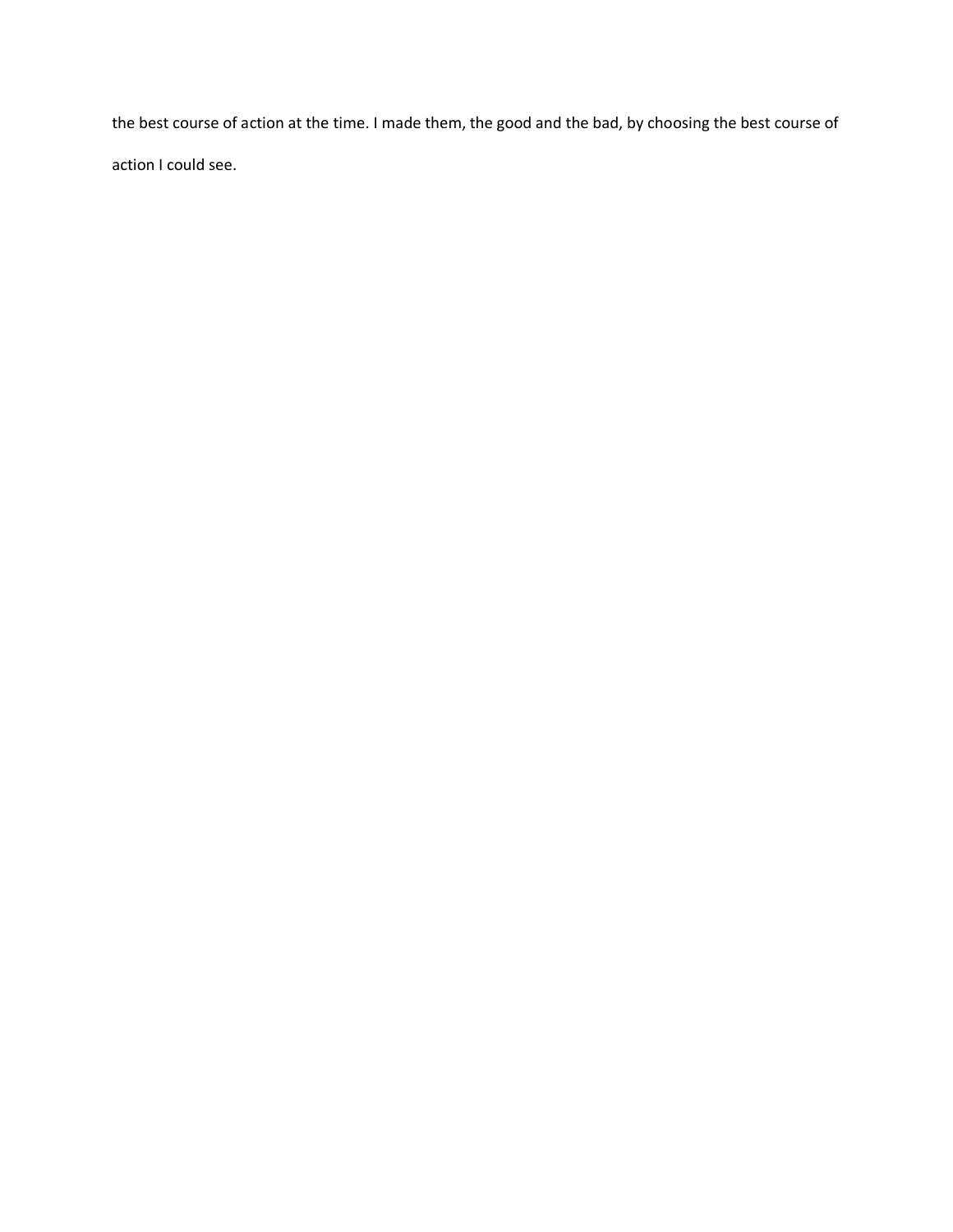the best course of action at the time. I made them, the good and the bad, by choosing the best course of action I could see.